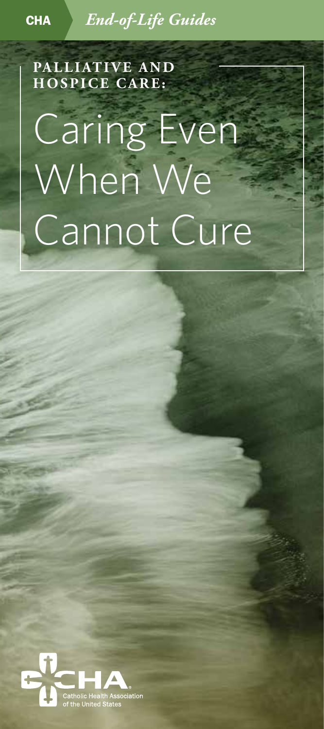CHA *End-of-Life Guides*

**PALLIATIVE AND HOSPICE CARE:**

# Caring Even When We Cannot Cure

CHA
Catholic Health Association of the United States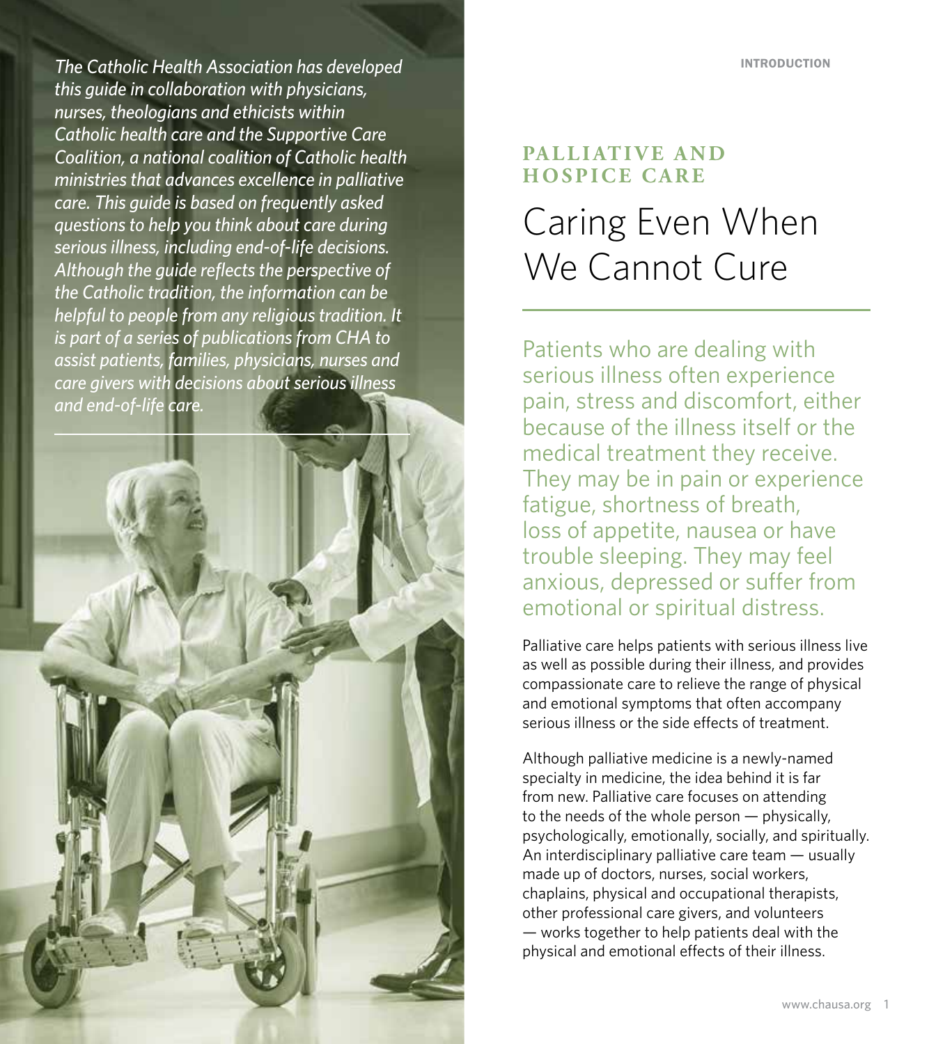*The Catholic Health Association has developed this guide in collaboration with physicians, nurses, theologians and ethicists within Catholic health care and the Supportive Care Coalition, a national coalition of Catholic health ministries that advances excellence in palliative care. This guide is based on frequently asked questions to help you think about care during serious illness, including end-of-life decisions. Although the guide reflects the perspective of the Catholic tradition, the information can be helpful to people from any religious tradition. It is part of a series of publications from CHA to assist patients, families, physicians, nurses and care givers with decisions about serious illness and end-of-life care.*

**INTRODUCTION**

## PALLIATIVE AND HOSPICE CARE

# Caring Even When We Cannot Cure

Patients who are dealing with serious illness often experience pain, stress and discomfort, either because of the illness itself or the medical treatment they receive. They may be in pain or experience fatigue, shortness of breath, loss of appetite, nausea or have trouble sleeping. They may feel anxious, depressed or suffer from emotional or spiritual distress.

Palliative care helps patients with serious illness live as well as possible during their illness, and provides compassionate care to relieve the range of physical and emotional symptoms that often accompany serious illness or the side effects of treatment.

Although palliative medicine is a newly-named specialty in medicine, the idea behind it is far from new. Palliative care focuses on attending to the needs of the whole person — physically, psychologically, emotionally, socially, and spiritually. An interdisciplinary palliative care team — usually made up of doctors, nurses, social workers, chaplains, physical and occupational therapists, other professional care givers, and volunteers — works together to help patients deal with the physical and emotional effects of their illness.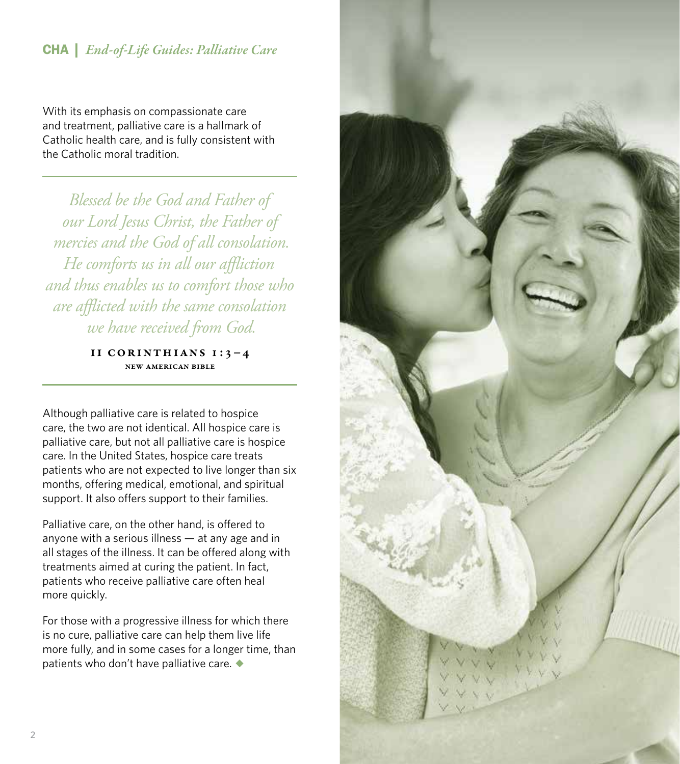With its emphasis on compassionate care and treatment, palliative care is a hallmark of Catholic health care, and is fully consistent with the Catholic moral tradition.

---

*Blessed be the God and Father of our Lord Jesus Christ, the Father of mercies and the God of all consolation. He comforts us in all our affliction and thus enables us to comfort those who are afflicted with the same consolation we have received from God.*

**II CORINTHIANS 1:3–4**
NEW AMERICAN BIBLE

---

Although palliative care is related to hospice care, the two are not identical. All hospice care is palliative care, but not all palliative care is hospice care. In the United States, hospice care treats patients who are not expected to live longer than six months, offering medical, emotional, and spiritual support. It also offers support to their families.

Palliative care, on the other hand, is offered to anyone with a serious illness — at any age and in all stages of the illness. It can be offered along with treatments aimed at curing the patient. In fact, patients who receive palliative care often heal more quickly.

For those with a progressive illness for which there is no cure, palliative care can help them live life more fully, and in some cases for a longer time, than patients who don't have palliative care. ◆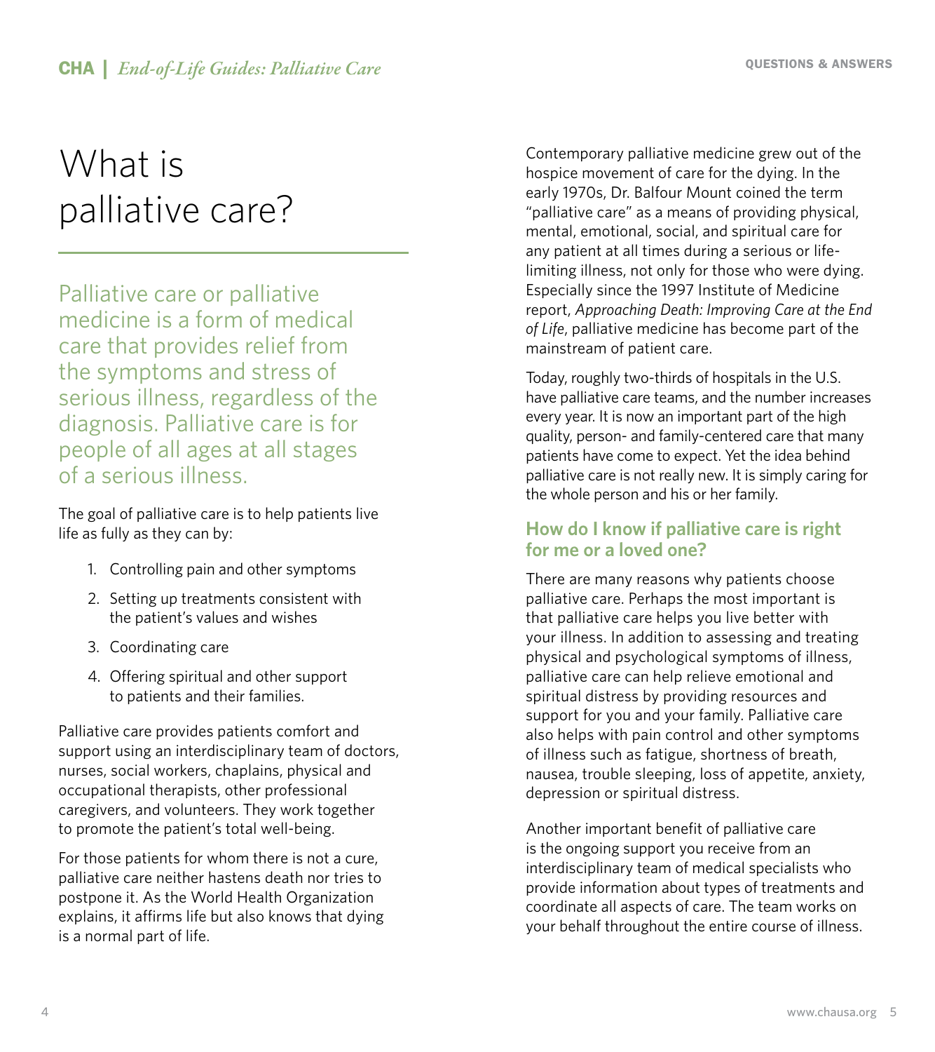# What is palliative care?

Palliative care or palliative medicine is a form of medical care that provides relief from the symptoms and stress of serious illness, regardless of the diagnosis. Palliative care is for people of all ages at all stages of a serious illness.

The goal of palliative care is to help patients live life as fully as they can by:

1. Controlling pain and other symptoms
2. Setting up treatments consistent with the patient's values and wishes
3. Coordinating care
4. Offering spiritual and other support to patients and their families.

Palliative care provides patients comfort and support using an interdisciplinary team of doctors, nurses, social workers, chaplains, physical and occupational therapists, other professional caregivers, and volunteers. They work together to promote the patient's total well-being.

For those patients for whom there is not a cure, palliative care neither hastens death nor tries to postpone it. As the World Health Organization explains, it affirms life but also knows that dying is a normal part of life.

Contemporary palliative medicine grew out of the hospice movement of care for the dying. In the early 1970s, Dr. Balfour Mount coined the term "palliative care" as a means of providing physical, mental, emotional, social, and spiritual care for any patient at all times during a serious or life-limiting illness, not only for those who were dying. Especially since the 1997 Institute of Medicine report, *Approaching Death: Improving Care at the End of Life*, palliative medicine has become part of the mainstream of patient care.

Today, roughly two-thirds of hospitals in the U.S. have palliative care teams, and the number increases every year. It is now an important part of the high quality, person- and family-centered care that many patients have come to expect. Yet the idea behind palliative care is not really new. It is simply caring for the whole person and his or her family.

### How do I know if palliative care is right for me or a loved one?

There are many reasons why patients choose palliative care. Perhaps the most important is that palliative care helps you live better with your illness. In addition to assessing and treating physical and psychological symptoms of illness, palliative care can help relieve emotional and spiritual distress by providing resources and support for you and your family. Palliative care also helps with pain control and other symptoms of illness such as fatigue, shortness of breath, nausea, trouble sleeping, loss of appetite, anxiety, depression or spiritual distress.

Another important benefit of palliative care is the ongoing support you receive from an interdisciplinary team of medical specialists who provide information about types of treatments and coordinate all aspects of care. The team works on your behalf throughout the entire course of illness.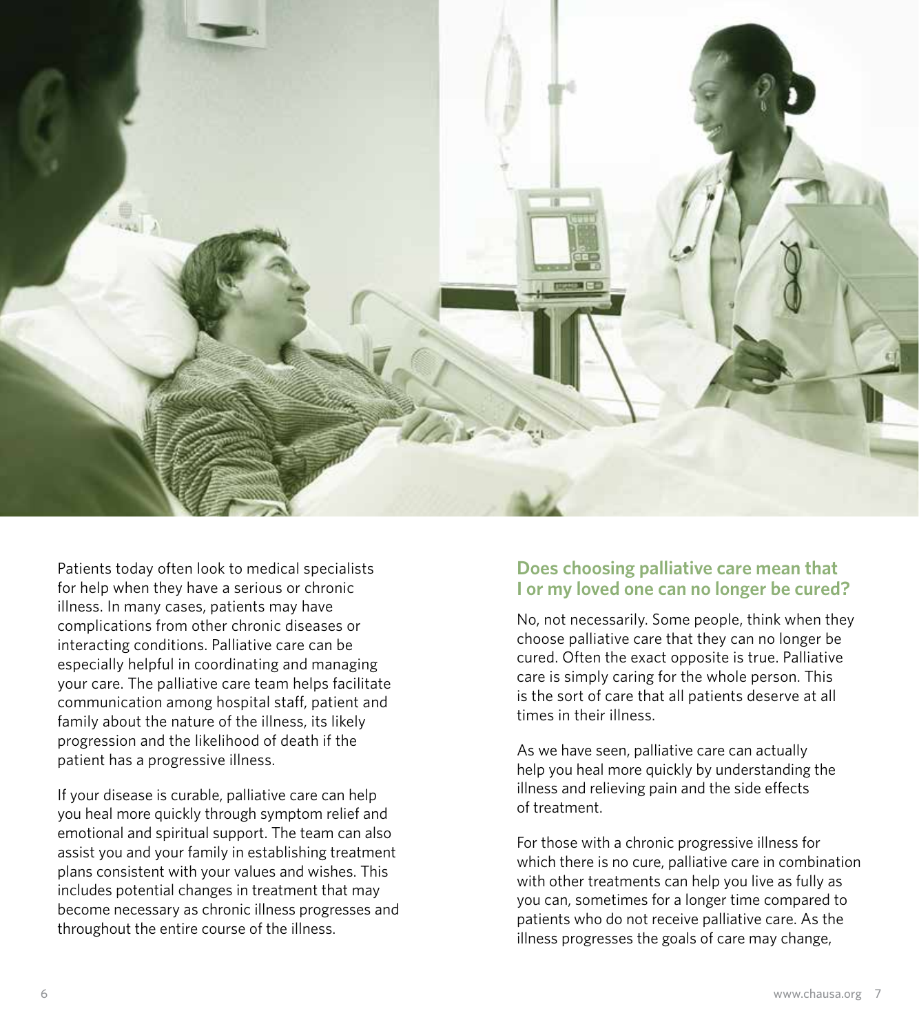Patients today often look to medical specialists for help when they have a serious or chronic illness. In many cases, patients may have complications from other chronic diseases or interacting conditions. Palliative care can be especially helpful in coordinating and managing your care. The palliative care team helps facilitate communication among hospital staff, patient and family about the nature of the illness, its likely progression and the likelihood of death if the patient has a progressive illness.

If your disease is curable, palliative care can help you heal more quickly through symptom relief and emotional and spiritual support. The team can also assist you and your family in establishing treatment plans consistent with your values and wishes. This includes potential changes in treatment that may become necessary as chronic illness progresses and throughout the entire course of the illness.

## Does choosing palliative care mean that I or my loved one can no longer be cured?

No, not necessarily. Some people, think when they choose palliative care that they can no longer be cured. Often the exact opposite is true. Palliative care is simply caring for the whole person. This is the sort of care that all patients deserve at all times in their illness.

As we have seen, palliative care can actually help you heal more quickly by understanding the illness and relieving pain and the side effects of treatment.

For those with a chronic progressive illness for which there is no cure, palliative care in combination with other treatments can help you live as fully as you can, sometimes for a longer time compared to patients who do not receive palliative care. As the illness progresses the goals of care may change,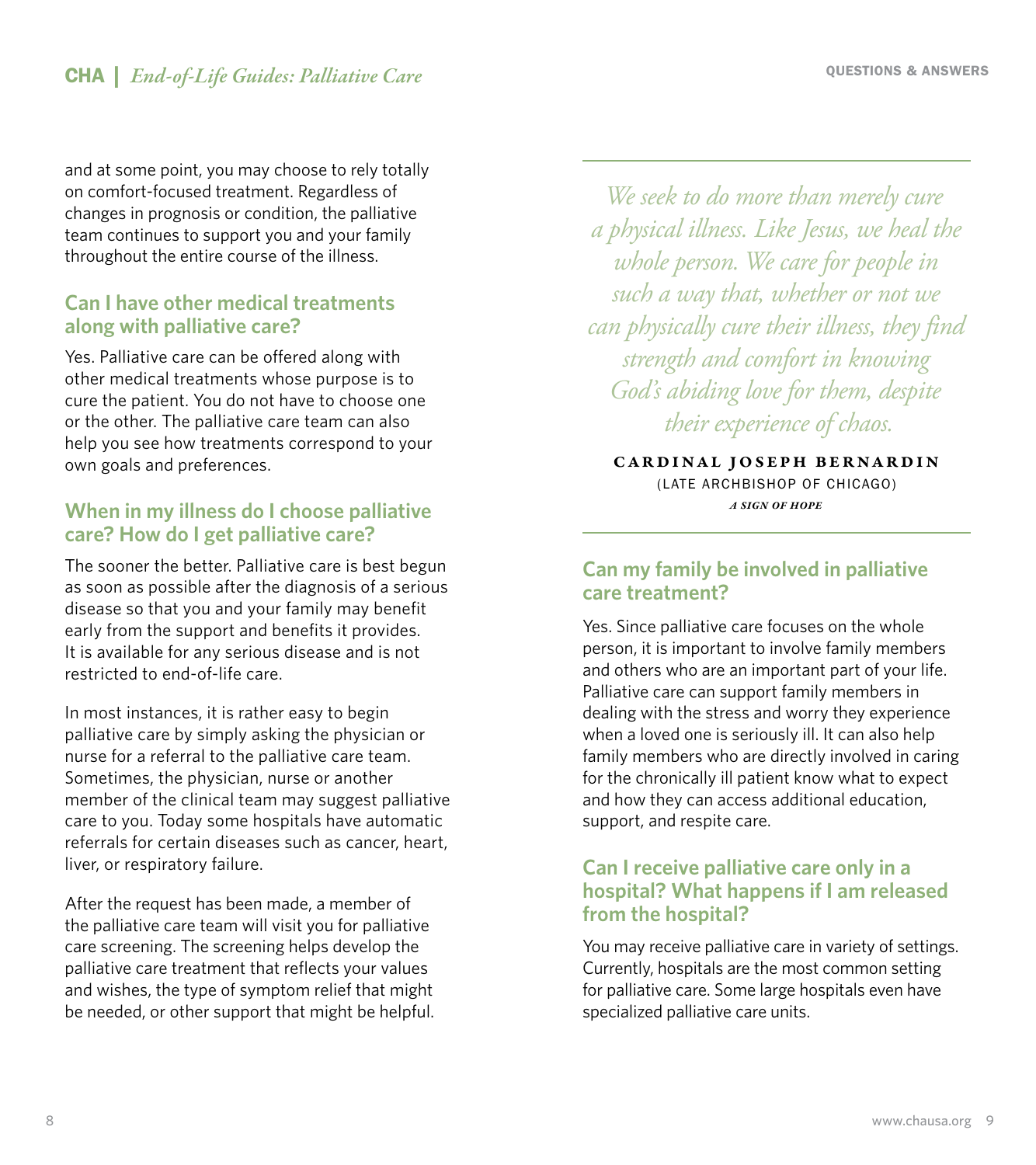and at some point, you may choose to rely totally on comfort-focused treatment. Regardless of changes in prognosis or condition, the palliative team continues to support you and your family throughout the entire course of the illness.

## Can I have other medical treatments along with palliative care?

Yes. Palliative care can be offered along with other medical treatments whose purpose is to cure the patient. You do not have to choose one or the other. The palliative care team can also help you see how treatments correspond to your own goals and preferences.

## When in my illness do I choose palliative care? How do I get palliative care?

The sooner the better. Palliative care is best begun as soon as possible after the diagnosis of a serious disease so that you and your family may benefit early from the support and benefits it provides. It is available for any serious disease and is not restricted to end-of-life care.

In most instances, it is rather easy to begin palliative care by simply asking the physician or nurse for a referral to the palliative care team. Sometimes, the physician, nurse or another member of the clinical team may suggest palliative care to you. Today some hospitals have automatic referrals for certain diseases such as cancer, heart, liver, or respiratory failure.

After the request has been made, a member of the palliative care team will visit you for palliative care screening. The screening helps develop the palliative care treatment that reflects your values and wishes, the type of symptom relief that might be needed, or other support that might be helpful.

> *We seek to do more than merely cure a physical illness. Like Jesus, we heal the whole person. We care for people in such a way that, whether or not we can physically cure their illness, they find strength and comfort in knowing God's abiding love for them, despite their experience of chaos.*
>
> **CARDINAL JOSEPH BERNARDIN**
> (LATE ARCHBISHOP OF CHICAGO)
> ***A SIGN OF HOPE***

## Can my family be involved in palliative care treatment?

Yes. Since palliative care focuses on the whole person, it is important to involve family members and others who are an important part of your life. Palliative care can support family members in dealing with the stress and worry they experience when a loved one is seriously ill. It can also help family members who are directly involved in caring for the chronically ill patient know what to expect and how they can access additional education, support, and respite care.

## Can I receive palliative care only in a hospital? What happens if I am released from the hospital?

You may receive palliative care in variety of settings. Currently, hospitals are the most common setting for palliative care. Some large hospitals even have specialized palliative care units.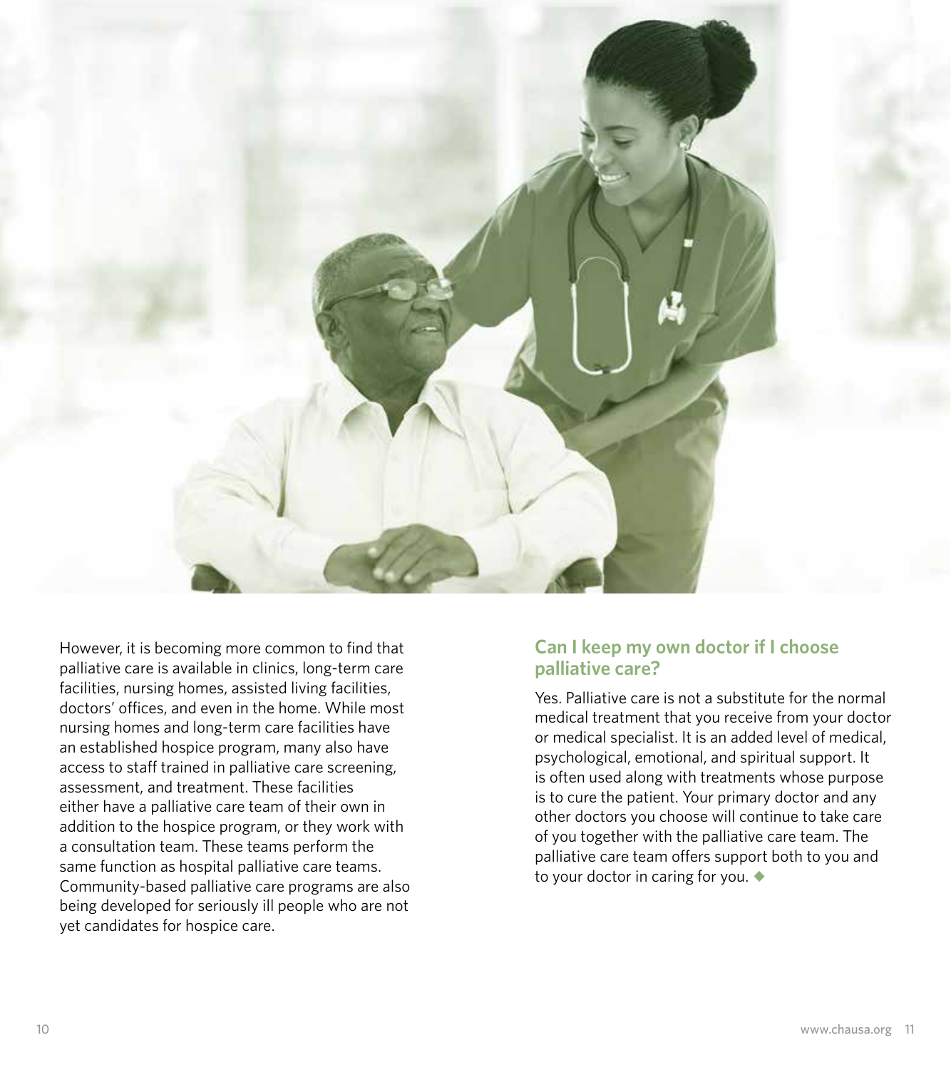However, it is becoming more common to find that palliative care is available in clinics, long-term care facilities, nursing homes, assisted living facilities, doctors' offices, and even in the home. While most nursing homes and long-term care facilities have an established hospice program, many also have access to staff trained in palliative care screening, assessment, and treatment. These facilities either have a palliative care team of their own in addition to the hospice program, or they work with a consultation team. These teams perform the same function as hospital palliative care teams. Community-based palliative care programs are also being developed for seriously ill people who are not yet candidates for hospice care.

### Can I keep my own doctor if I choose palliative care?

Yes. Palliative care is not a substitute for the normal medical treatment that you receive from your doctor or medical specialist. It is an added level of medical, psychological, emotional, and spiritual support. It is often used along with treatments whose purpose is to cure the patient. Your primary doctor and any other doctors you choose will continue to take care of you together with the palliative care team. The palliative care team offers support both to you and to your doctor in caring for you. ◆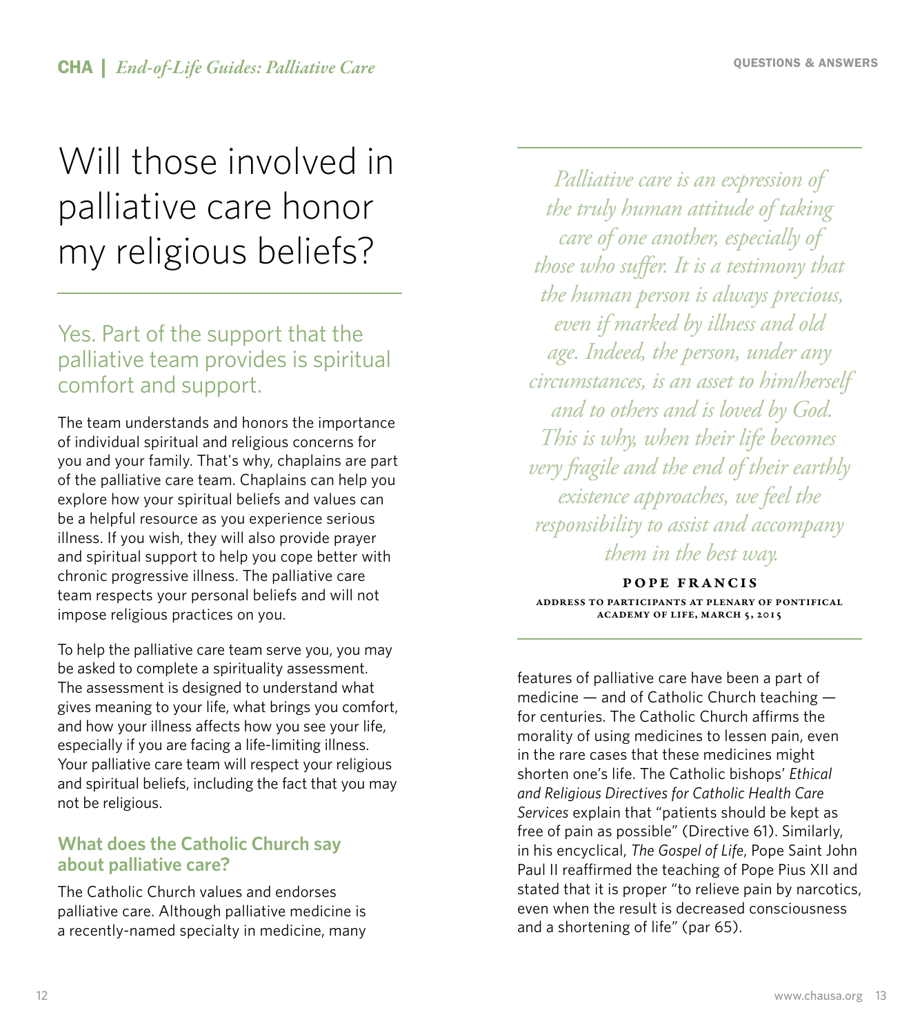# Will those involved in palliative care honor my religious beliefs?

## Yes. Part of the support that the palliative team provides is spiritual comfort and support.

The team understands and honors the importance of individual spiritual and religious concerns for you and your family. That's why, chaplains are part of the palliative care team. Chaplains can help you explore how your spiritual beliefs and values can be a helpful resource as you experience serious illness. If you wish, they will also provide prayer and spiritual support to help you cope better with chronic progressive illness. The palliative care team respects your personal beliefs and will not impose religious practices on you.

To help the palliative care team serve you, you may be asked to complete a spirituality assessment. The assessment is designed to understand what gives meaning to your life, what brings you comfort, and how your illness affects how you see your life, especially if you are facing a life-limiting illness. Your palliative care team will respect your religious and spiritual beliefs, including the fact that you may not be religious.

### What does the Catholic Church say about palliative care?

The Catholic Church values and endorses palliative care. Although palliative medicine is a recently-named specialty in medicine, many features of palliative care have been a part of medicine — and of Catholic Church teaching — for centuries. The Catholic Church affirms the morality of using medicines to lessen pain, even in the rare cases that these medicines might shorten one's life. The Catholic bishops' *Ethical and Religious Directives for Catholic Health Care Services* explain that "patients should be kept as free of pain as possible" (Directive 61). Similarly, in his encyclical, *The Gospel of Life*, Pope Saint John Paul II reaffirmed the teaching of Pope Pius XII and stated that it is proper "to relieve pain by narcotics, even when the result is decreased consciousness and a shortening of life" (par 65).

> *Palliative care is an expression of the truly human attitude of taking care of one another, especially of those who suffer. It is a testimony that the human person is always precious, even if marked by illness and old age. Indeed, the person, under any circumstances, is an asset to him/herself and to others and is loved by God. This is why, when their life becomes very fragile and the end of their earthly existence approaches, we feel the responsibility to assist and accompany them in the best way.*
>
> **POPE FRANCIS**
> ADDRESS TO PARTICIPANTS AT PLENARY OF PONTIFICAL ACADEMY OF LIFE, MARCH 5, 2015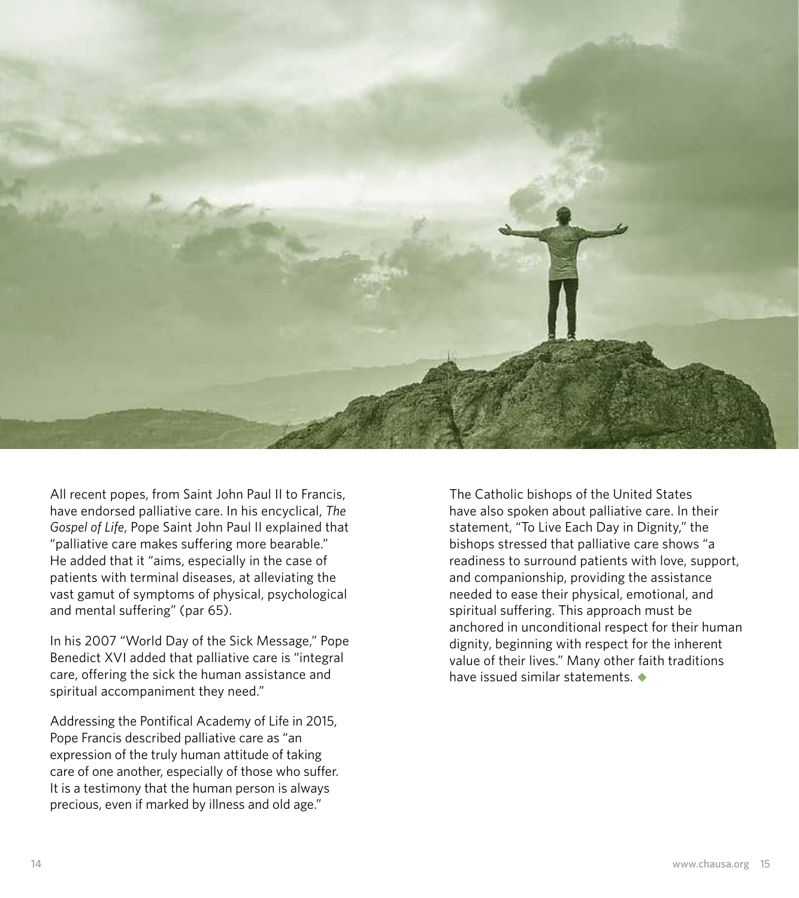All recent popes, from Saint John Paul II to Francis, have endorsed palliative care. In his encyclical, *The Gospel of Life*, Pope Saint John Paul II explained that "palliative care makes suffering more bearable." He added that it "aims, especially in the case of patients with terminal diseases, at alleviating the vast gamut of symptoms of physical, psychological and mental suffering" (par 65).

In his 2007 "World Day of the Sick Message," Pope Benedict XVI added that palliative care is "integral care, offering the sick the human assistance and spiritual accompaniment they need."

Addressing the Pontifical Academy of Life in 2015, Pope Francis described palliative care as "an expression of the truly human attitude of taking care of one another, especially of those who suffer. It is a testimony that the human person is always precious, even if marked by illness and old age."

The Catholic bishops of the United States have also spoken about palliative care. In their statement, "To Live Each Day in Dignity," the bishops stressed that palliative care shows "a readiness to surround patients with love, support, and companionship, providing the assistance needed to ease their physical, emotional, and spiritual suffering. This approach must be anchored in unconditional respect for their human dignity, beginning with respect for the inherent value of their lives." Many other faith traditions have issued similar statements. ◆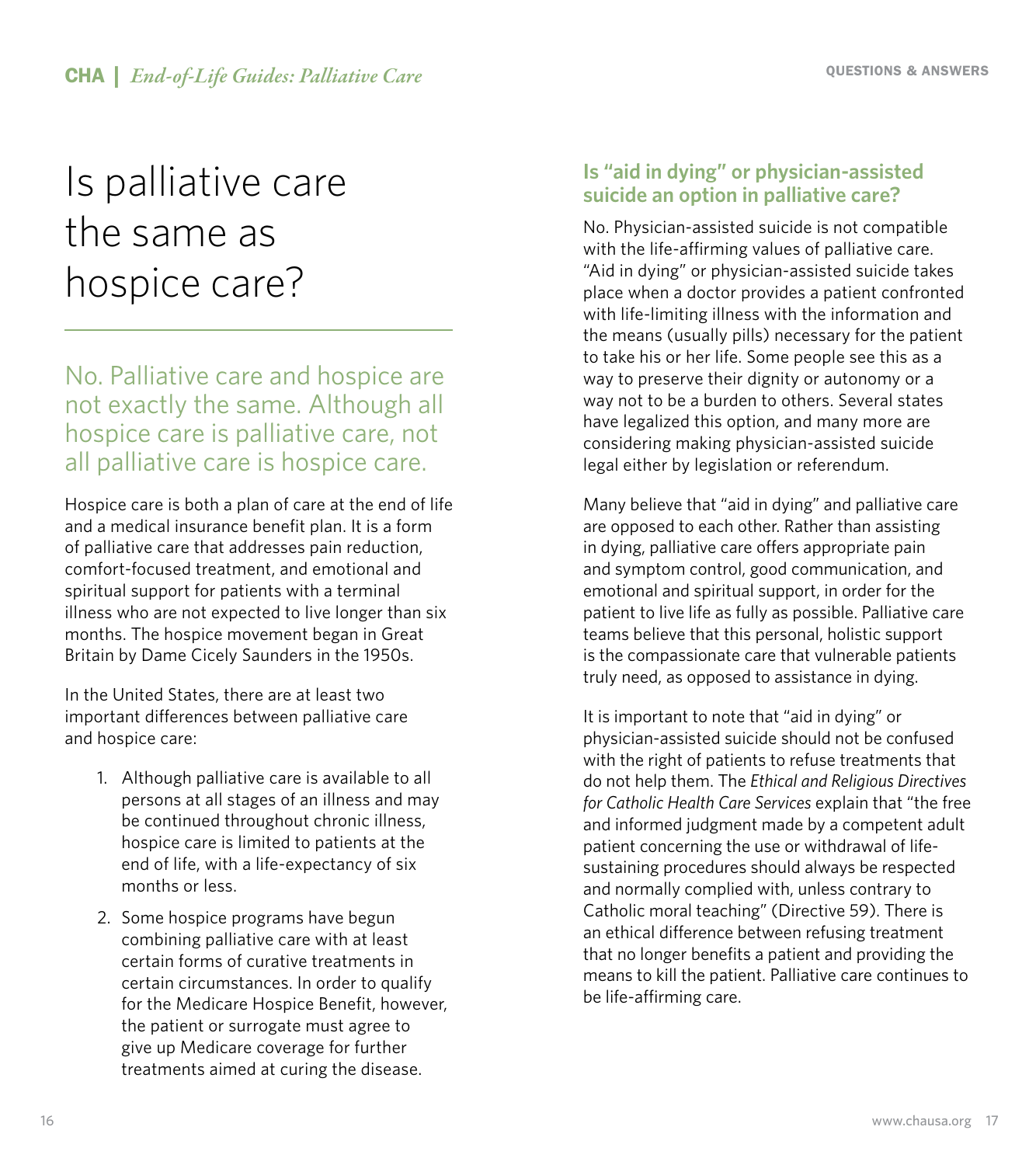# Is palliative care the same as hospice care?

No. Palliative care and hospice are not exactly the same. Although all hospice care is palliative care, not all palliative care is hospice care.

Hospice care is both a plan of care at the end of life and a medical insurance benefit plan. It is a form of palliative care that addresses pain reduction, comfort-focused treatment, and emotional and spiritual support for patients with a terminal illness who are not expected to live longer than six months. The hospice movement began in Great Britain by Dame Cicely Saunders in the 1950s.

In the United States, there are at least two important differences between palliative care and hospice care:

1. Although palliative care is available to all persons at all stages of an illness and may be continued throughout chronic illness, hospice care is limited to patients at the end of life, with a life-expectancy of six months or less.
2. Some hospice programs have begun combining palliative care with at least certain forms of curative treatments in certain circumstances. In order to qualify for the Medicare Hospice Benefit, however, the patient or surrogate must agree to give up Medicare coverage for further treatments aimed at curing the disease.

### Is "aid in dying" or physician-assisted suicide an option in palliative care?

No. Physician-assisted suicide is not compatible with the life-affirming values of palliative care. "Aid in dying" or physician-assisted suicide takes place when a doctor provides a patient confronted with life-limiting illness with the information and the means (usually pills) necessary for the patient to take his or her life. Some people see this as a way to preserve their dignity or autonomy or a way not to be a burden to others. Several states have legalized this option, and many more are considering making physician-assisted suicide legal either by legislation or referendum.

Many believe that "aid in dying" and palliative care are opposed to each other. Rather than assisting in dying, palliative care offers appropriate pain and symptom control, good communication, and emotional and spiritual support, in order for the patient to live life as fully as possible. Palliative care teams believe that this personal, holistic support is the compassionate care that vulnerable patients truly need, as opposed to assistance in dying.

It is important to note that "aid in dying" or physician-assisted suicide should not be confused with the right of patients to refuse treatments that do not help them. The *Ethical and Religious Directives for Catholic Health Care Services* explain that "the free and informed judgment made by a competent adult patient concerning the use or withdrawal of life-sustaining procedures should always be respected and normally complied with, unless contrary to Catholic moral teaching" (Directive 59). There is an ethical difference between refusing treatment that no longer benefits a patient and providing the means to kill the patient. Palliative care continues to be life-affirming care.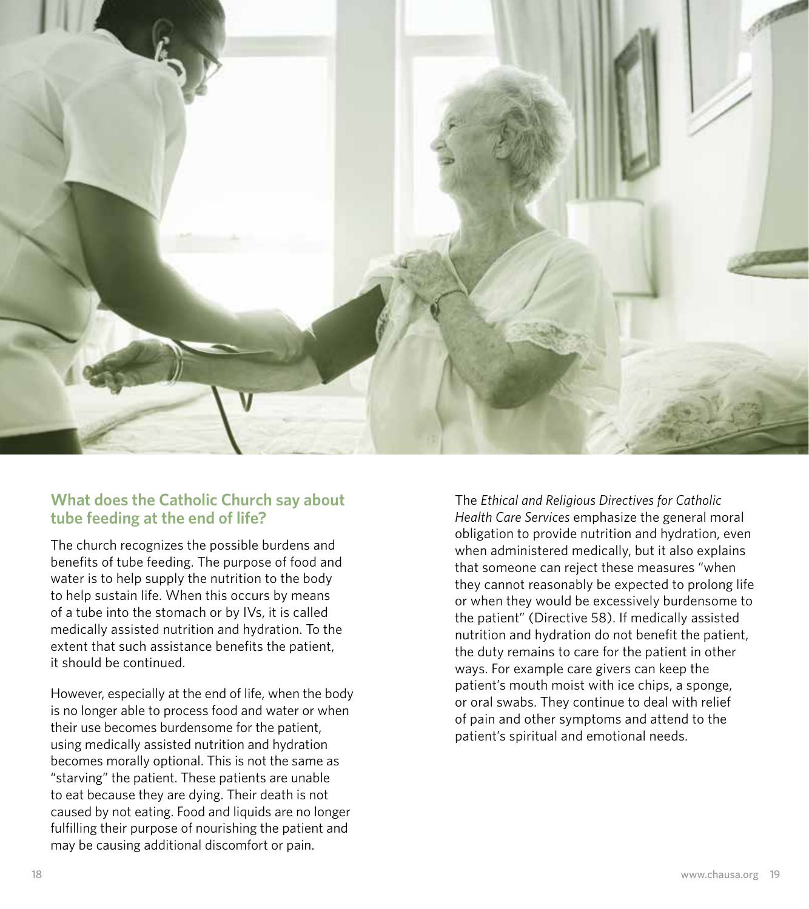## What does the Catholic Church say about tube feeding at the end of life?

The church recognizes the possible burdens and benefits of tube feeding. The purpose of food and water is to help supply the nutrition to the body to help sustain life. When this occurs by means of a tube into the stomach or by IVs, it is called medically assisted nutrition and hydration. To the extent that such assistance benefits the patient, it should be continued.

However, especially at the end of life, when the body is no longer able to process food and water or when their use becomes burdensome for the patient, using medically assisted nutrition and hydration becomes morally optional. This is not the same as "starving" the patient. These patients are unable to eat because they are dying. Their death is not caused by not eating. Food and liquids are no longer fulfilling their purpose of nourishing the patient and may be causing additional discomfort or pain.

The *Ethical and Religious Directives for Catholic Health Care Services* emphasize the general moral obligation to provide nutrition and hydration, even when administered medically, but it also explains that someone can reject these measures "when they cannot reasonably be expected to prolong life or when they would be excessively burdensome to the patient" (Directive 58). If medically assisted nutrition and hydration do not benefit the patient, the duty remains to care for the patient in other ways. For example care givers can keep the patient's mouth moist with ice chips, a sponge, or oral swabs. They continue to deal with relief of pain and other symptoms and attend to the patient's spiritual and emotional needs.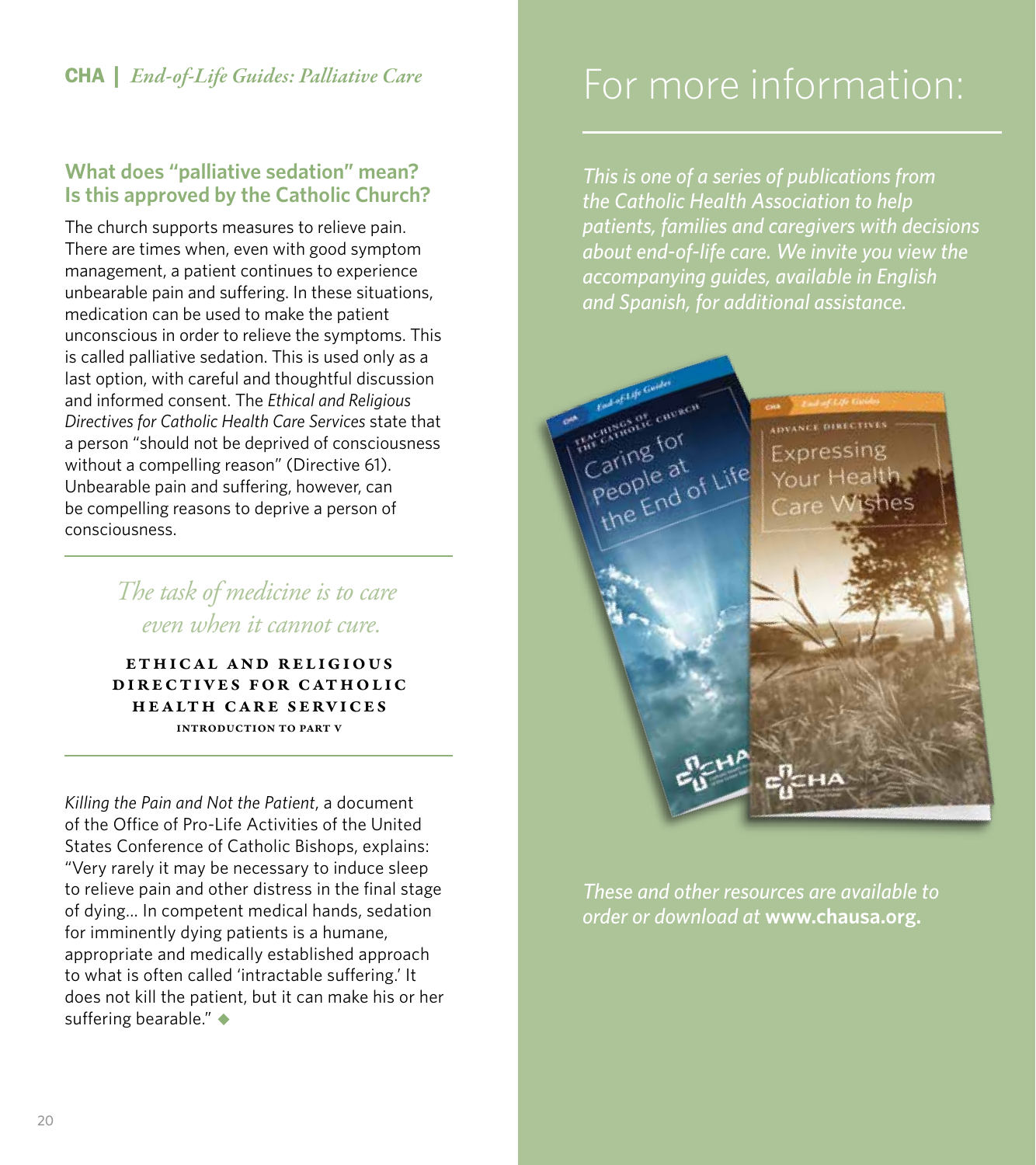## What does "palliative sedation" mean? Is this approved by the Catholic Church?

The church supports measures to relieve pain. There are times when, even with good symptom management, a patient continues to experience unbearable pain and suffering. In these situations, medication can be used to make the patient unconscious in order to relieve the symptoms. This is called palliative sedation. This is used only as a last option, with careful and thoughtful discussion and informed consent. The *Ethical and Religious Directives for Catholic Health Care Services* state that a person "should not be deprived of consciousness without a compelling reason" (Directive 61). Unbearable pain and suffering, however, can be compelling reasons to deprive a person of consciousness.

> *The task of medicine is to care even when it cannot cure.*
>
> **ETHICAL AND RELIGIOUS DIRECTIVES FOR CATHOLIC HEALTH CARE SERVICES**
> **INTRODUCTION TO PART V**

*Killing the Pain and Not the Patient*, a document of the Office of Pro-Life Activities of the United States Conference of Catholic Bishops, explains: "Very rarely it may be necessary to induce sleep to relieve pain and other distress in the final stage of dying... In competent medical hands, sedation for imminently dying patients is a humane, appropriate and medically established approach to what is often called 'intractable suffering.' It does not kill the patient, but it can make his or her suffering bearable." ◆

# For more information:

*This is one of a series of publications from the Catholic Health Association to help patients, families and caregivers with decisions about end-of-life care. We invite you view the accompanying guides, available in English and Spanish, for additional assistance.*

*These and other resources are available to order or download at* **www.chausa.org.**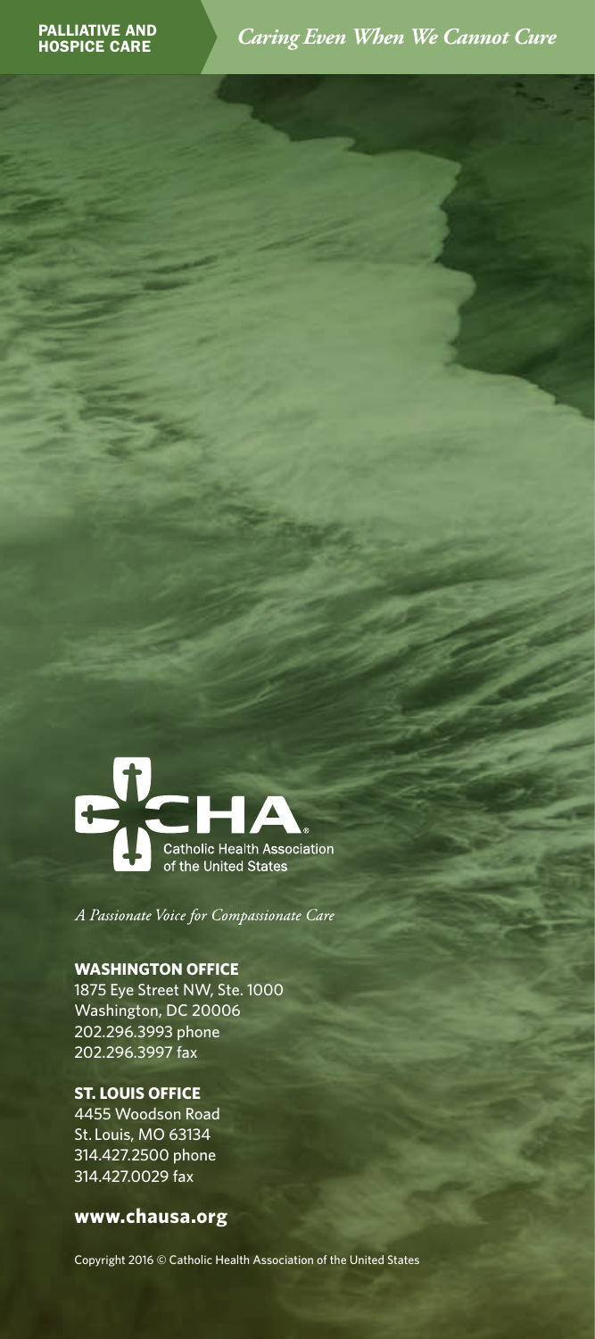**PALLIATIVE AND HOSPICE CARE**

*Caring Even When We Cannot Cure*

CHA Catholic Health Association of the United States

*A Passionate Voice for Compassionate Care*

**WASHINGTON OFFICE**

1875 Eye Street NW, Ste. 1000
Washington, DC 20006
202.296.3993 phone
202.296.3997 fax

**ST. LOUIS OFFICE**

4455 Woodson Road
St. Louis, MO 63134
314.427.2500 phone
314.427.0029 fax

**www.chausa.org**

Copyright 2016 © Catholic Health Association of the United States